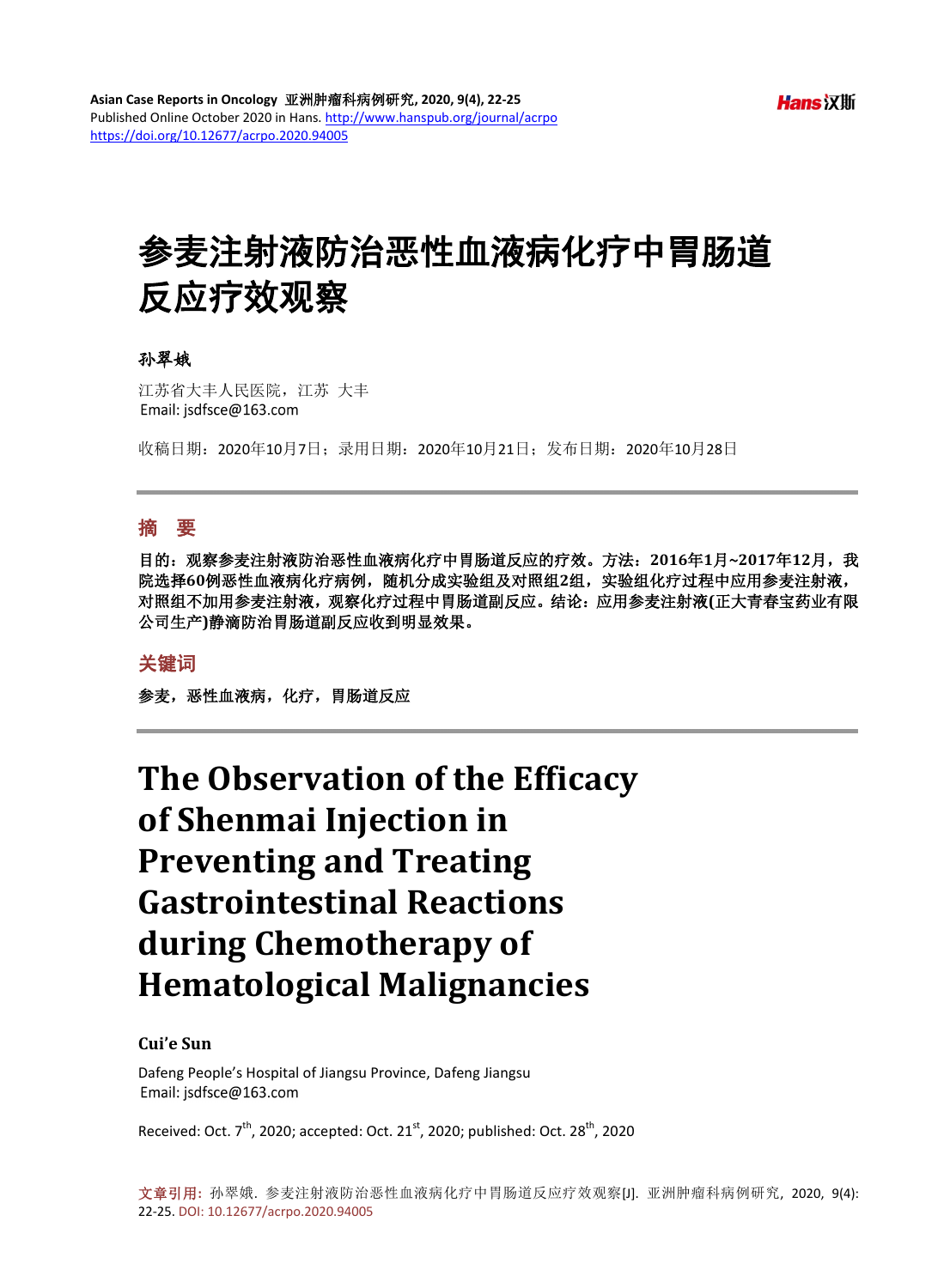# 参麦注射液防治恶性血液病化疗中胃肠道反应疗效观察

**孙翠娥**

江苏省大丰人民医院，江苏 大丰
Email: jsdfsce@163.com

收稿日期：2020年10月7日；录用日期：2020年10月21日；发布日期：2020年10月28日

## 摘 要

**目的：观察参麦注射液防治恶性血液病化疗中胃肠道反应的疗效。方法：2016年1月~2017年12月，我院选择60例恶性血液病化疗病例，随机分成实验组及对照组2组，实验组化疗过程中应用参麦注射液，对照组不加用参麦注射液，观察化疗过程中胃肠道副反应。结论：应用参麦注射液(正大青春宝药业有限公司生产)静滴防治胃肠道副反应收到明显效果。**

## 关键词

**参麦，恶性血液病，化疗，胃肠道反应**

# The Observation of the Efficacy of Shenmai Injection in Preventing and Treating Gastrointestinal Reactions during Chemotherapy of Hematological Malignancies

**Cui'e Sun**

Dafeng People's Hospital of Jiangsu Province, Dafeng Jiangsu
Email: jsdfsce@163.com

Received: Oct. 7th, 2020; accepted: Oct. 21st, 2020; published: Oct. 28th, 2020

文章引用：孙翠娥. 参麦注射液防治恶性血液病化疗中胃肠道反应疗效观察[J]. 亚洲肿瘤科病例研究，2020，9(4): 22-25. DOI: 10.12677/acrpo.2020.94005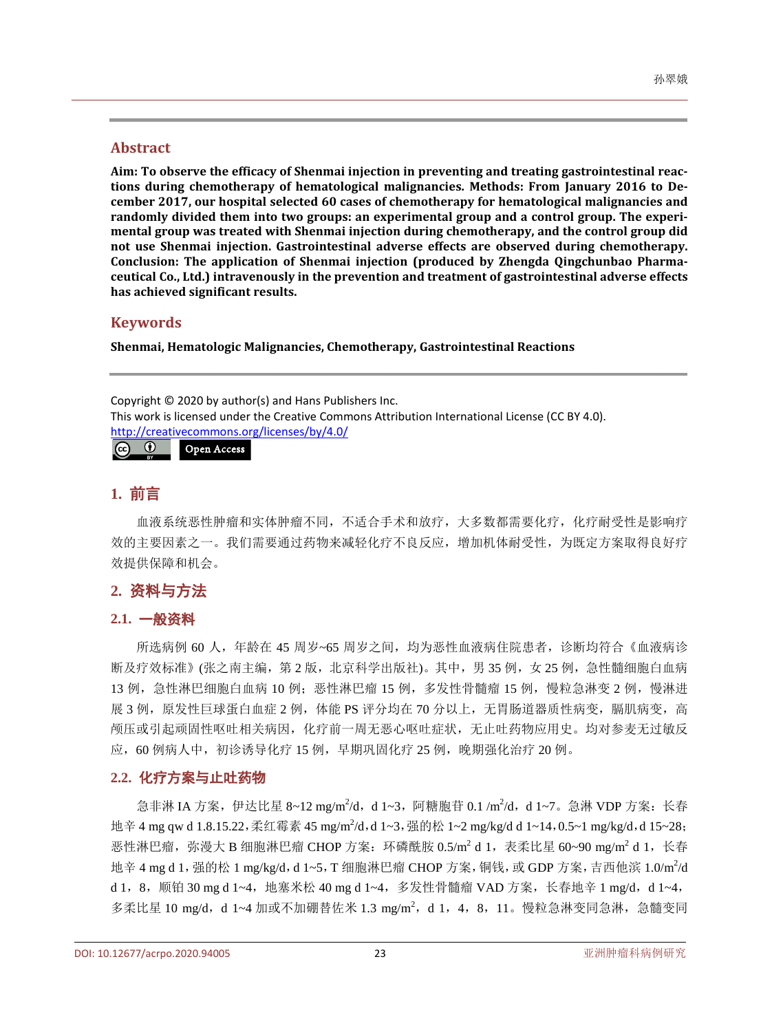## Abstract

**Aim: To observe the efficacy of Shenmai injection in preventing and treating gastrointestinal reactions during chemotherapy of hematological malignancies. Methods: From January 2016 to December 2017, our hospital selected 60 cases of chemotherapy for hematological malignancies and randomly divided them into two groups: an experimental group and a control group. The experimental group was treated with Shenmai injection during chemotherapy, and the control group did not use Shenmai injection. Gastrointestinal adverse effects are observed during chemotherapy. Conclusion: The application of Shenmai injection (produced by Zhengda Qingchunbao Pharmaceutical Co., Ltd.) intravenously in the prevention and treatment of gastrointestinal adverse effects has achieved significant results.**

## Keywords

**Shenmai, Hematologic Malignancies, Chemotherapy, Gastrointestinal Reactions**

Copyright © 2020 by author(s) and Hans Publishers Inc.
This work is licensed under the Creative Commons Attribution International License (CC BY 4.0).
http://creativecommons.org/licenses/by/4.0/

Open Access

## 1. 前言

血液系统恶性肿瘤和实体肿瘤不同，不适合手术和放疗，大多数都需要化疗，化疗耐受性是影响疗效的主要因素之一。我们需要通过药物来减轻化疗不良反应，增加机体耐受性，为既定方案取得良好疗效提供保障和机会。

## 2. 资料与方法

### 2.1. 一般资料

所选病例 60 人，年龄在 45 周岁~65 周岁之间，均为恶性血液病住院患者，诊断均符合《血液病诊断及疗效标准》(张之南主编，第 2 版，北京科学出版社)。其中，男 35 例，女 25 例，急性髓细胞白血病 13 例，急性淋巴细胞白血病 10 例；恶性淋巴瘤 15 例，多发性骨髓瘤 15 例，慢粒急淋变 2 例，慢淋进展 3 例，原发性巨球蛋白血症 2 例，体能 PS 评分均在 70 分以上，无胃肠道器质性病变，膈肌病变，高颅压或引起顽固性呕吐相关病因，化疗前一周无恶心呕吐症状，无止吐药物应用史。均对参麦无过敏反应，60 例病人中，初诊诱导化疗 15 例，早期巩固化疗 25 例，晚期强化治疗 20 例。

### 2.2. 化疗方案与止吐药物

急非淋 IA 方案，伊达比星 8~12 mg/m$^2$/d，d 1~3，阿糖胞苷 0.1 /m$^2$/d，d 1~7。急淋 VDP 方案：长春地辛 4 mg qw d 1.8.15.22，柔红霉素 45 mg/m$^2$/d，d 1~3，强的松 1~2 mg/kg/d d 1~14，0.5~1 mg/kg/d，d 15~28；恶性淋巴瘤，弥漫大 B 细胞淋巴瘤 CHOP 方案：环磷酰胺 0.5/m$^2$ d 1，表柔比星 60~90 mg/m$^2$ d 1，长春地辛 4 mg d 1，强的松 1 mg/kg/d，d 1~5，T 细胞淋巴瘤 CHOP 方案，铜钱，或 GDP 方案，吉西他滨 1.0/m$^2$/d d 1，8，顺铂 30 mg d 1~4，地塞米松 40 mg d 1~4，多发性骨髓瘤 VAD 方案，长春地辛 1 mg/d，d 1~4，多柔比星 10 mg/d，d 1~4 加或不加硼替佐米 1.3 mg/m$^2$，d 1，4，8，11。慢粒急淋变同急淋，急髓变同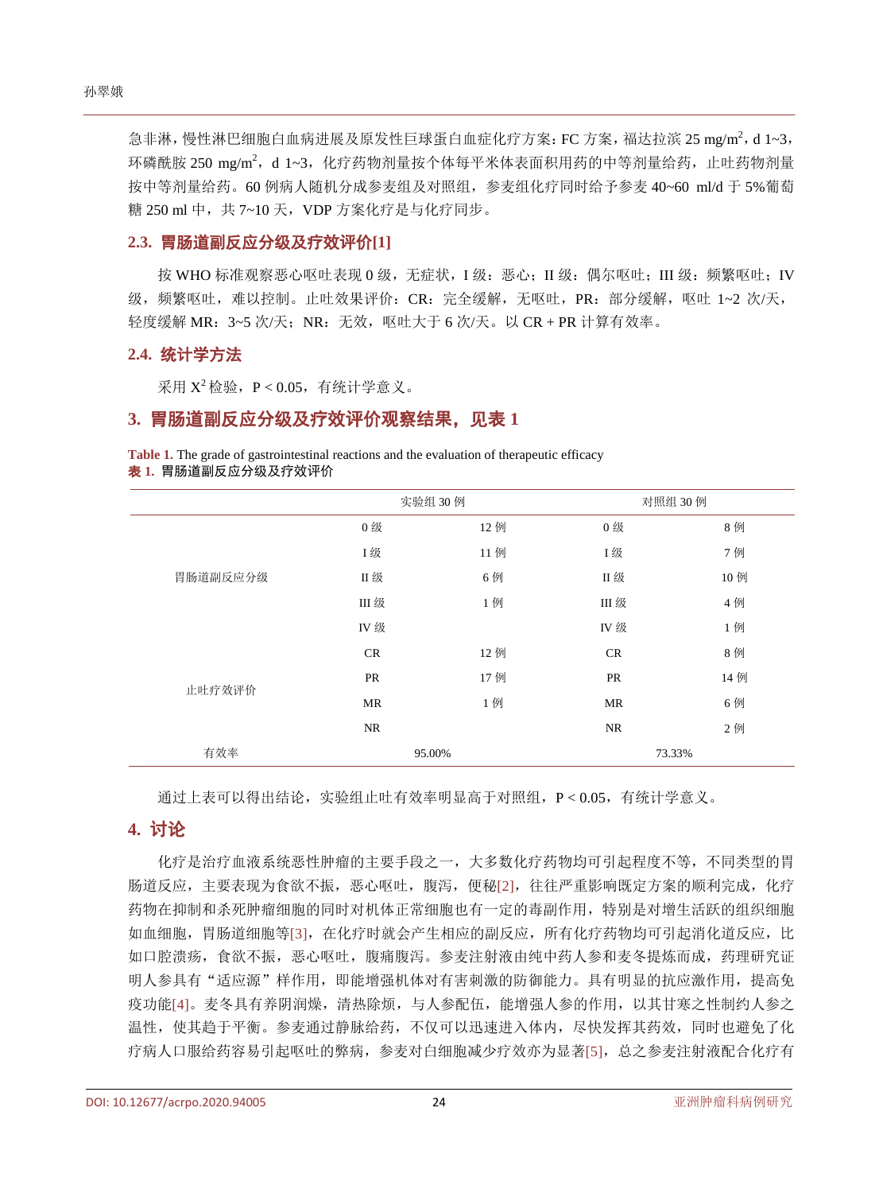急非淋，慢性淋巴细胞白血病进展及原发性巨球蛋白血症化疗方案：FC 方案，福达拉滨 25 $mg/m^2$，d 1~3，环磷酰胺 250 $mg/m^2$，d 1~3，化疗药物剂量按个体每平米体表面积用药的中等剂量给药，止吐药物剂量按中等剂量给药。60 例病人随机分成参麦组及对照组，参麦组化疗同时给予参麦 40~60 ml/d 于 5%葡萄糖 250 ml 中，共 7~10 天，VDP 方案化疗是与化疗同步。

## 2.3. 胃肠道副反应分级及疗效评价[1]

按 WHO 标准观察恶心呕吐表现 0 级，无症状，I 级：恶心；II 级：偶尔呕吐；III 级：频繁呕吐；IV 级，频繁呕吐，难以控制。止吐效果评价：CR：完全缓解，无呕吐，PR：部分缓解，呕吐 1~2 次/天，轻度缓解 MR：3~5 次/天；NR：无效，呕吐大于 6 次/天。以 CR + PR 计算有效率。

## 2.4. 统计学方法

采用 $X^2$ 检验，$P < 0.05$，有统计学意义。

# 3. 胃肠道副反应分级及疗效评价观察结果，见表 1

**Table 1.** The grade of gastrointestinal reactions and the evaluation of therapeutic efficacy
**表 1.** 胃肠道副反应分级及疗效评价

| | 实验组 30 例 | | 对照组 30 例 | |
|---|---|---|---|---|
| 胃肠道副反应分级 | 0 级 | 12 例 | 0 级 | 8 例 |
| | I 级 | 11 例 | I 级 | 7 例 |
| | II 级 | 6 例 | II 级 | 10 例 |
| | III 级 | 1 例 | III 级 | 4 例 |
| | IV 级 | | IV 级 | 1 例 |
| 止吐疗效评价 | CR | 12 例 | CR | 8 例 |
| | PR | 17 例 | PR | 14 例 |
| | MR | 1 例 | MR | 6 例 |
| | NR | | NR | 2 例 |
| 有效率 | 95.00% | | 73.33% | |

通过上表可以得出结论，实验组止吐有效率明显高于对照组，$P < 0.05$，有统计学意义。

# 4. 讨论

化疗是治疗血液系统恶性肿瘤的主要手段之一，大多数化疗药物均可引起程度不等，不同类型的胃肠道反应，主要表现为食欲不振，恶心呕吐，腹泻，便秘[2]，往往严重影响既定方案的顺利完成，化疗药物在抑制和杀死肿瘤细胞的同时对机体正常细胞也有一定的毒副作用，特别是对增生活跃的组织细胞如血细胞，胃肠道细胞等[3]，在化疗时就会产生相应的副反应，所有化疗药物均可引起消化道反应，比如口腔溃疡，食欲不振，恶心呕吐，腹痛腹泻。参麦注射液由纯中药人参和麦冬提炼而成，药理研究证明人参具有“适应源”样作用，即能增强机体对有害刺激的防御能力。具有明显的抗应激作用，提高免疫功能[4]。麦冬具有养阴润燥，清热除烦，与人参配伍，能增强人参的作用，以其甘寒之性制约人参之温性，使其趋于平衡。参麦通过静脉给药，不仅可以迅速进入体内，尽快发挥其药效，同时也避免了化疗病人口服给药容易引起呕吐的弊病，参麦对白细胞减少疗效亦为显著[5]，总之参麦注射液配合化疗有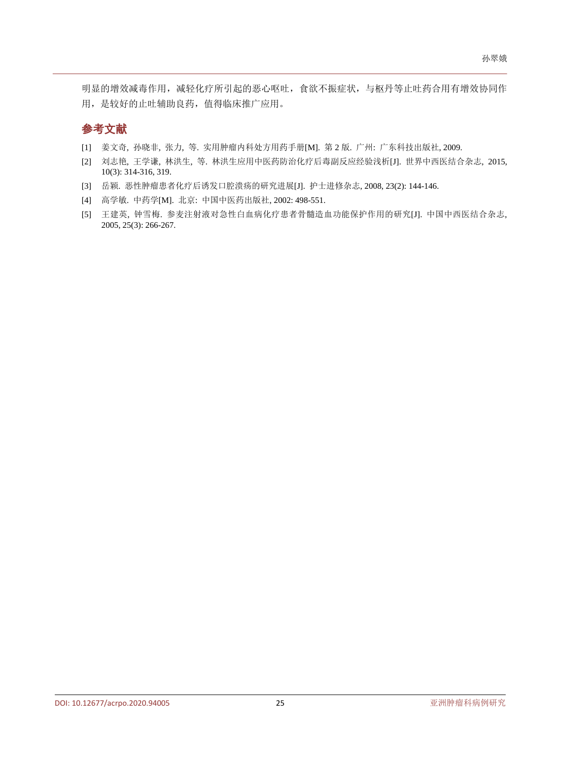明显的增效减毒作用，减轻化疗所引起的恶心呕吐，食欲不振症状，与枢丹等止吐药合用有增效协同作用，是较好的止吐辅助良药，值得临床推广应用。

## 参考文献

[1] 姜文奇, 孙晓非, 张力, 等. 实用肿瘤内科处方用药手册[M]. 第 2 版. 广州: 广东科技出版社, 2009.

[2] 刘志艳, 王学谦, 林洪生, 等. 林洪生应用中医药防治化疗后毒副反应经验浅析[J]. 世界中西医结合杂志, 2015, 10(3): 314-316, 319.

[3] 岳颖. 恶性肿瘤患者化疗后诱发口腔溃疡的研究进展[J]. 护士进修杂志, 2008, 23(2): 144-146.

[4] 高学敏. 中药学[M]. 北京: 中国中医药出版社, 2002: 498-551.

[5] 王建英, 钟雪梅. 参麦注射液对急性白血病化疗患者骨髓造血功能保护作用的研究[J]. 中国中西医结合杂志, 2005, 25(3): 266-267.